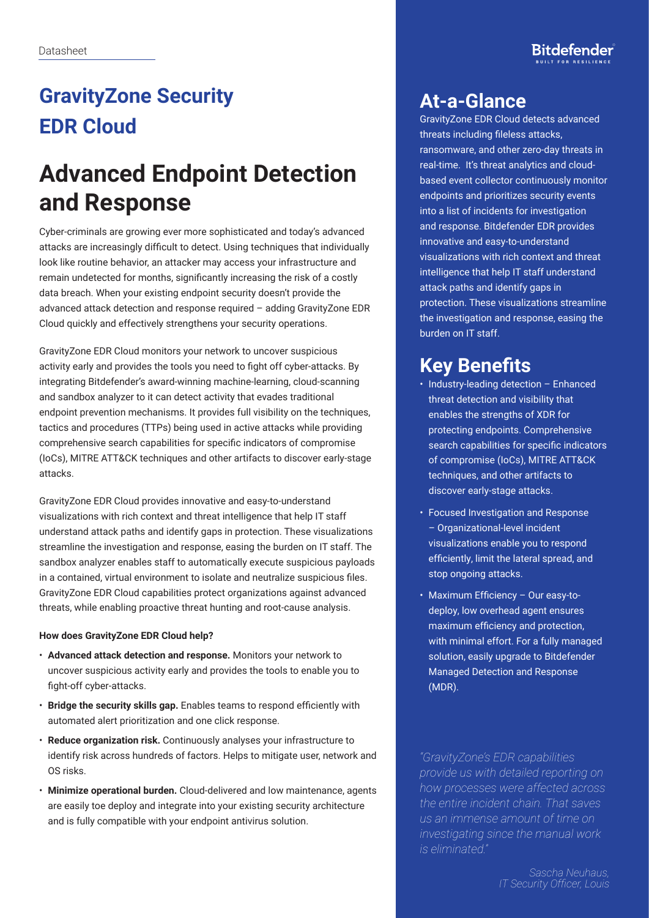Datasheet

# GravityZone Security EDR Cloud

# Advanced Endpoint Detection and Response

Cyber-criminals are growing ever more sophisticated and today's advanced attacks are increasingly difficult to detect. Using techniques that individually look like routine behavior, an attacker may access your infrastructure and remain undetected for months, significantly increasing the risk of a costly data breach. When your existing endpoint security doesn't provide the advanced attack detection and response required – adding GravityZone EDR Cloud quickly and effectively strengthens your security operations.

GravityZone EDR Cloud monitors your network to uncover suspicious activity early and provides the tools you need to fight off cyber-attacks. By integrating Bitdefender's award-winning machine-learning, cloud-scanning and sandbox analyzer to it can detect activity that evades traditional endpoint prevention mechanisms. It provides full visibility on the techniques, tactics and procedures (TTPs) being used in active attacks while providing comprehensive search capabilities for specific indicators of compromise (IoCs), MITRE ATT&CK techniques and other artifacts to discover early-stage attacks.

GravityZone EDR Cloud provides innovative and easy-to-understand visualizations with rich context and threat intelligence that help IT staff understand attack paths and identify gaps in protection. These visualizations streamline the investigation and response, easing the burden on IT staff. The sandbox analyzer enables staff to automatically execute suspicious payloads in a contained, virtual environment to isolate and neutralize suspicious files. GravityZone EDR Cloud capabilities protect organizations against advanced threats, while enabling proactive threat hunting and root-cause analysis.

**How does GravityZone EDR Cloud help?**

- **Advanced attack detection and response.** Monitors your network to uncover suspicious activity early and provides the tools to enable you to fight-off cyber-attacks.
- **Bridge the security skills gap.** Enables teams to respond efficiently with automated alert prioritization and one click response.
- **Reduce organization risk.** Continuously analyses your infrastructure to identify risk across hundreds of factors. Helps to mitigate user, network and OS risks.
- **Minimize operational burden.** Cloud-delivered and low maintenance, agents are easily toe deploy and integrate into your existing security architecture and is fully compatible with your endpoint antivirus solution.

Bitdefender
BUILT FOR RESILIENCE

## At-a-Glance

GravityZone EDR Cloud detects advanced threats including fileless attacks, ransomware, and other zero-day threats in real-time. It's threat analytics and cloud-based event collector continuously monitor endpoints and prioritizes security events into a list of incidents for investigation and response. Bitdefender EDR provides innovative and easy-to-understand visualizations with rich context and threat intelligence that help IT staff understand attack paths and identify gaps in protection. These visualizations streamline the investigation and response, easing the burden on IT staff.

## Key Benefits

- Industry-leading detection – Enhanced threat detection and visibility that enables the strengths of XDR for protecting endpoints. Comprehensive search capabilities for specific indicators of compromise (IoCs), MITRE ATT&CK techniques, and other artifacts to discover early-stage attacks.
- Focused Investigation and Response – Organizational-level incident visualizations enable you to respond efficiently, limit the lateral spread, and stop ongoing attacks.
- Maximum Efficiency – Our easy-to-deploy, low overhead agent ensures maximum efficiency and protection, with minimal effort. For a fully managed solution, easily upgrade to Bitdefender Managed Detection and Response (MDR).

*"GravityZone's EDR capabilities provide us with detailed reporting on how processes were affected across the entire incident chain. That saves us an immense amount of time on investigating since the manual work is eliminated."*

*Sascha Neuhaus,*
*IT Security Officer, Louis*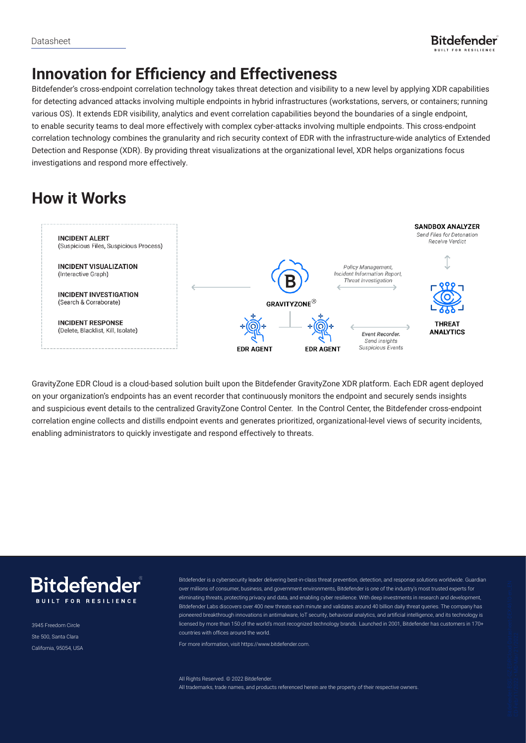## Innovation for Efficiency and Effectiveness

Bitdefender's cross-endpoint correlation technology takes threat detection and visibility to a new level by applying XDR capabilities for detecting advanced attacks involving multiple endpoints in hybrid infrastructures (workstations, servers, or containers; running various OS). It extends EDR visibility, analytics and event correlation capabilities beyond the boundaries of a single endpoint, to enable security teams to deal more effectively with complex cyber-attacks involving multiple endpoints. This cross-endpoint correlation technology combines the granularity and rich security context of EDR with the infrastructure-wide analytics of Extended Detection and Response (XDR). By providing threat visualizations at the organizational level, XDR helps organizations focus investigations and respond more effectively.

## How it Works

**INCIDENT ALERT**
(Suspicious Files, Suspicious Process)

**INCIDENT VISUALIZATION**
(Interactive Graph)

**INCIDENT INVESTIGATION**
(Search & Corraborate)

**INCIDENT RESPONSE**
(Delete, Blacklist, Kill, Isolate)

GRAVITYZONE®

EDR AGENT

EDR AGENT

*Policy Management, Incident Information Report, Threat Investigation*

*Event Recorder. Send insights Suspicious Events*

**SANDBOX ANALYZER**
*Send Files for Detonation Receive Verdict*

**THREAT ANALYTICS**

GravityZone EDR Cloud is a cloud-based solution built upon the Bitdefender GravityZone XDR platform. Each EDR agent deployed on your organization's endpoints has an event recorder that continuously monitors the endpoint and securely sends insights and suspicious event details to the centralized GravityZone Control Center. In the Control Center, the Bitdefender cross-endpoint correlation engine collects and distills endpoint events and generates prioritized, organizational-level views of security incidents, enabling administrators to quickly investigate and respond effectively to threats.

**Bitdefender**
BUILT FOR RESILIENCE

3945 Freedom Circle
Ste 500, Santa Clara
California, 95054, USA

Bitdefender is a cybersecurity leader delivering best-in-class threat prevention, detection, and response solutions worldwide. Guardian over millions of consumer, business, and government environments, Bitdefender is one of the industry's most trusted experts for eliminating threats, protecting privacy and data, and enabling cyber resilience. With deep investments in research and development, Bitdefender Labs discovers over 400 new threats each minute and validates around 40 billion daily threat queries. The company has pioneered breakthrough innovations in antimalware, IoT security, behavioral analytics, and artificial intelligence, and its technology is licensed by more than 150 of the world's most recognized technology brands. Launched in 2001, Bitdefender has customers in 170+ countries with offices around the world.

For more information, visit https://www.bitdefender.com.

All Rights Reserved. © 2022 Bitdefender.
All trademarks, trade names, and products referenced herein are the property of their respective owners.